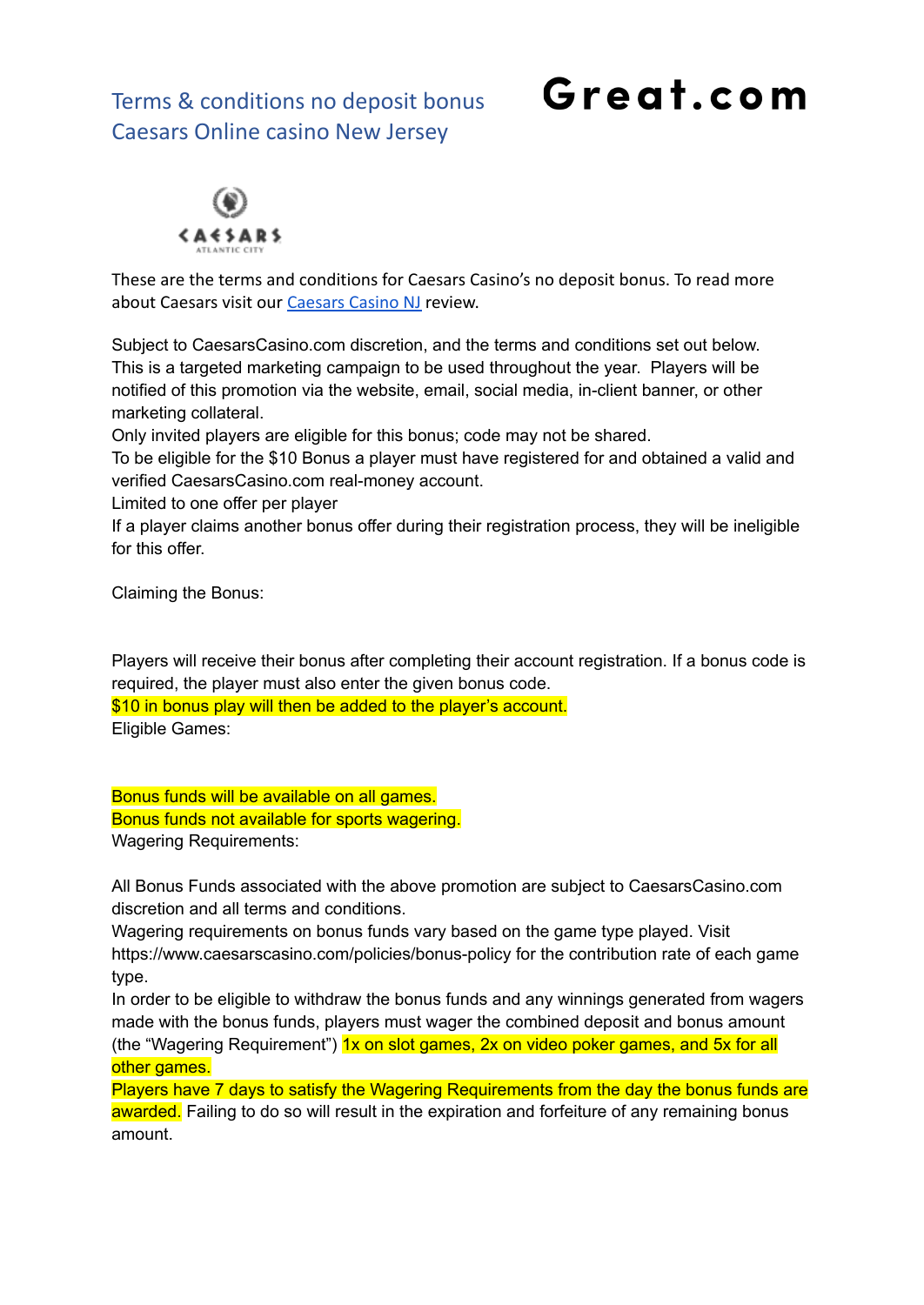# Terms & conditions no deposit bonus Caesars Online casino New Jersey

**Great.com**

These are the terms and conditions for Caesars Casino's no deposit bonus. To read more about Caesars visit our [Caesars Casino NJ](Caesars Casino NJ) review.

Subject to CaesarsCasino.com discretion, and the terms and conditions set out below. This is a targeted marketing campaign to be used throughout the year. Players will be notified of this promotion via the website, email, social media, in-client banner, or other marketing collateral.
Only invited players are eligible for this bonus; code may not be shared.
To be eligible for the $10 Bonus a player must have registered for and obtained a valid and verified CaesarsCasino.com real-money account.
Limited to one offer per player
If a player claims another bonus offer during their registration process, they will be ineligible for this offer.

Claiming the Bonus:

Players will receive their bonus after completing their account registration. If a bonus code is required, the player must also enter the given bonus code.
$10 in bonus play will then be added to the player's account.
Eligible Games:

Bonus funds will be available on all games.
Bonus funds not available for sports wagering.
Wagering Requirements:

All Bonus Funds associated with the above promotion are subject to CaesarsCasino.com discretion and all terms and conditions.
Wagering requirements on bonus funds vary based on the game type played. Visit https://www.caesarscasino.com/policies/bonus-policy for the contribution rate of each game type.
In order to be eligible to withdraw the bonus funds and any winnings generated from wagers made with the bonus funds, players must wager the combined deposit and bonus amount (the "Wagering Requirement") 1x on slot games, 2x on video poker games, and 5x for all other games.
Players have 7 days to satisfy the Wagering Requirements from the day the bonus funds are awarded. Failing to do so will result in the expiration and forfeiture of any remaining bonus amount.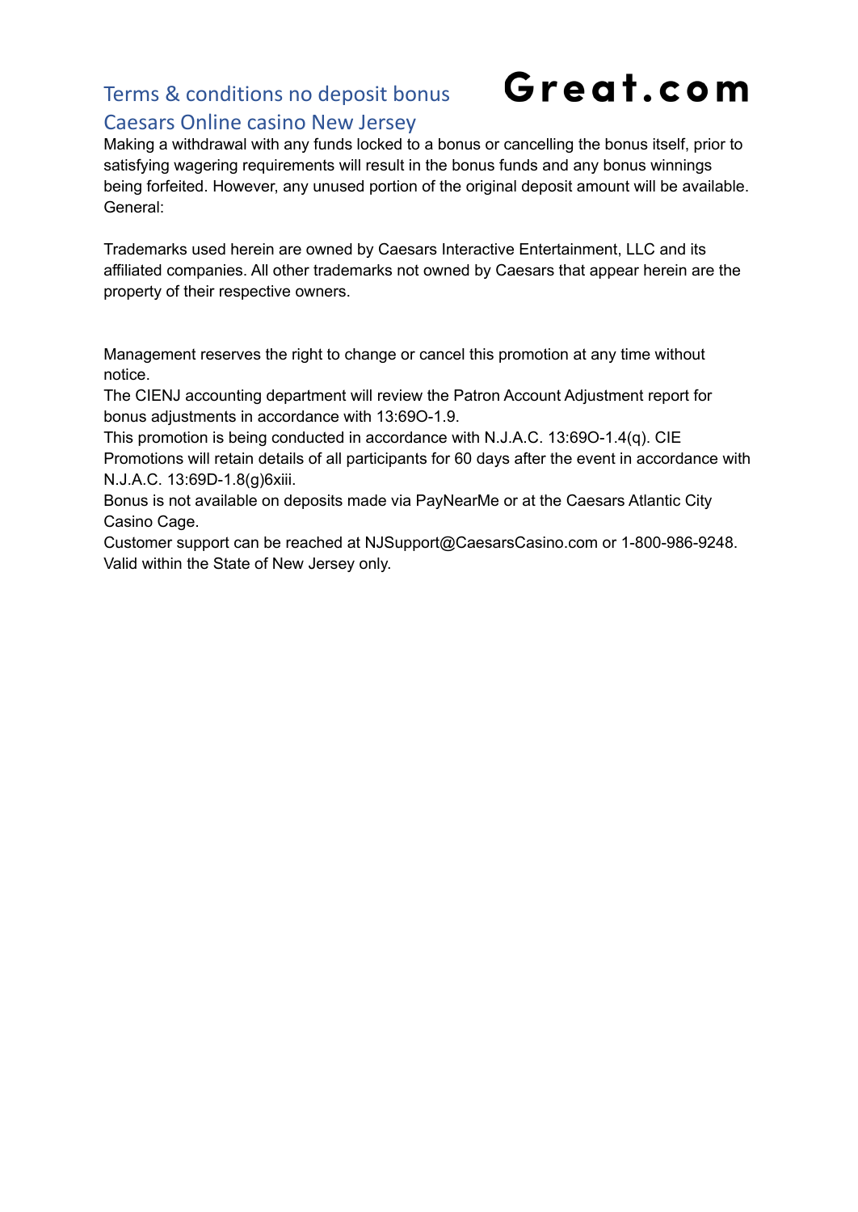Making a withdrawal with any funds locked to a bonus or cancelling the bonus itself, prior to satisfying wagering requirements will result in the bonus funds and any bonus winnings being forfeited. However, any unused portion of the original deposit amount will be available.

General:

Trademarks used herein are owned by Caesars Interactive Entertainment, LLC and its affiliated companies. All other trademarks not owned by Caesars that appear herein are the property of their respective owners.

Management reserves the right to change or cancel this promotion at any time without notice.

The CIENJ accounting department will review the Patron Account Adjustment report for bonus adjustments in accordance with 13:69O-1.9.

This promotion is being conducted in accordance with N.J.A.C. 13:69O-1.4(q). CIE Promotions will retain details of all participants for 60 days after the event in accordance with N.J.A.C. 13:69D-1.8(g)6xiii.

Bonus is not available on deposits made via PayNearMe or at the Caesars Atlantic City Casino Cage.

Customer support can be reached at NJSupport@CaesarsCasino.com or 1-800-986-9248.

Valid within the State of New Jersey only.